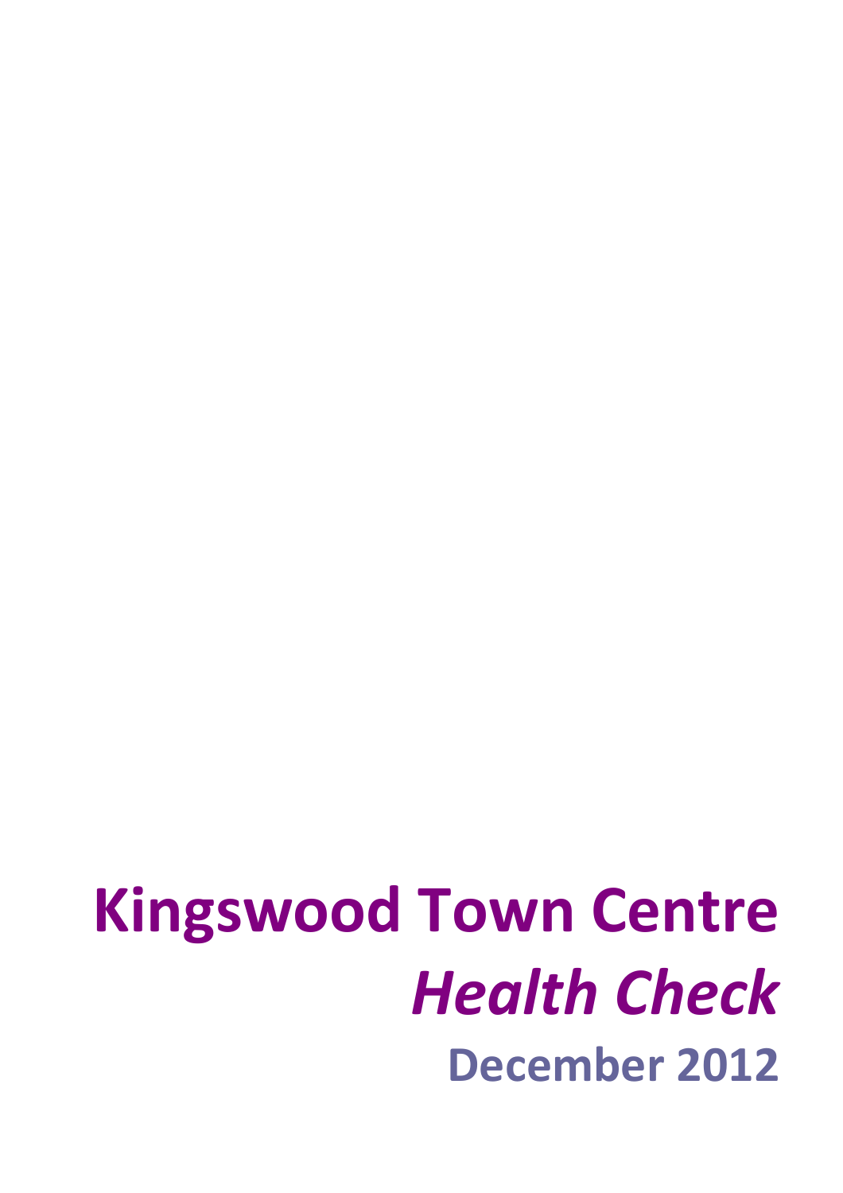# Kingswood Town Centre
## *Health Check*
### December 2012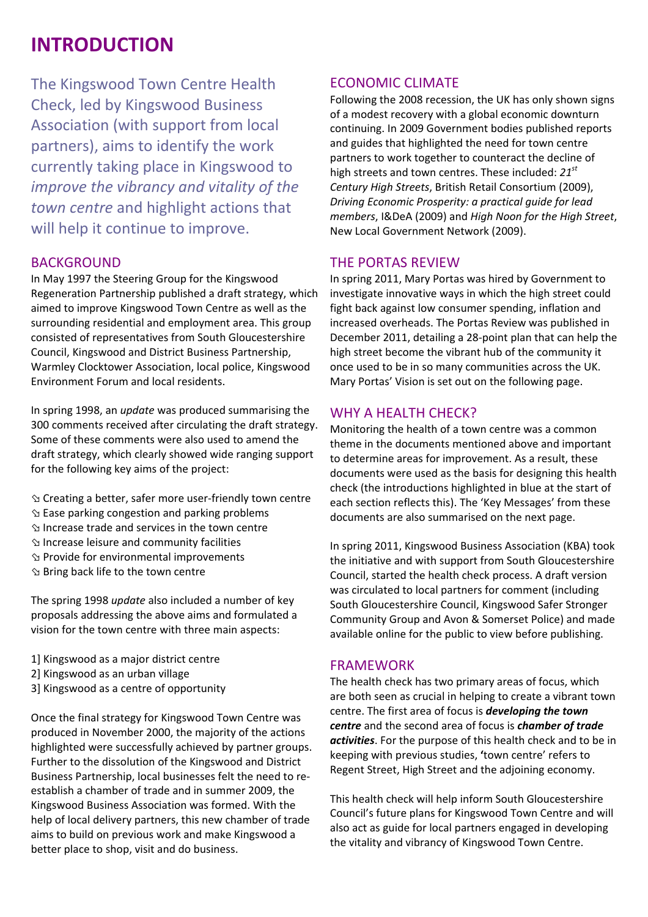# INTRODUCTION

The Kingswood Town Centre Health Check, led by Kingswood Business Association (with support from local partners), aims to identify the work currently taking place in Kingswood to *improve the vibrancy and vitality of the town centre* and highlight actions that will help it continue to improve.

## BACKGROUND

In May 1997 the Steering Group for the Kingswood Regeneration Partnership published a draft strategy, which aimed to improve Kingswood Town Centre as well as the surrounding residential and employment area. This group consisted of representatives from South Gloucestershire Council, Kingswood and District Business Partnership, Warmley Clocktower Association, local police, Kingswood Environment Forum and local residents.

In spring 1998, an *update* was produced summarising the 300 comments received after circulating the draft strategy. Some of these comments were also used to amend the draft strategy, which clearly showed wide ranging support for the following key aims of the project:

- Creating a better, safer more user-friendly town centre
- Ease parking congestion and parking problems
- Increase trade and services in the town centre
- Increase leisure and community facilities
- Provide for environmental improvements
- Bring back life to the town centre

The spring 1998 *update* also included a number of key proposals addressing the above aims and formulated a vision for the town centre with three main aspects:

1] Kingswood as a major district centre
2] Kingswood as an urban village
3] Kingswood as a centre of opportunity

Once the final strategy for Kingswood Town Centre was produced in November 2000, the majority of the actions highlighted were successfully achieved by partner groups. Further to the dissolution of the Kingswood and District Business Partnership, local businesses felt the need to re-establish a chamber of trade and in summer 2009, the Kingswood Business Association was formed. With the help of local delivery partners, this new chamber of trade aims to build on previous work and make Kingswood a better place to shop, visit and do business.

## ECONOMIC CLIMATE

Following the 2008 recession, the UK has only shown signs of a modest recovery with a global economic downturn continuing. In 2009 Government bodies published reports and guides that highlighted the need for town centre partners to work together to counteract the decline of high streets and town centres. These included: *21st Century High Streets*, British Retail Consortium (2009), *Driving Economic Prosperity: a practical guide for lead members*, I&DeA (2009) and *High Noon for the High Street*, New Local Government Network (2009).

## THE PORTAS REVIEW

In spring 2011, Mary Portas was hired by Government to investigate innovative ways in which the high street could fight back against low consumer spending, inflation and increased overheads. The Portas Review was published in December 2011, detailing a 28-point plan that can help the high street become the vibrant hub of the community it once used to be in so many communities across the UK. Mary Portas' Vision is set out on the following page.

## WHY A HEALTH CHECK?

Monitoring the health of a town centre was a common theme in the documents mentioned above and important to determine areas for improvement. As a result, these documents were used as the basis for designing this health check (the introductions highlighted in blue at the start of each section reflects this). The 'Key Messages' from these documents are also summarised on the next page.

In spring 2011, Kingswood Business Association (KBA) took the initiative and with support from South Gloucestershire Council, started the health check process. A draft version was circulated to local partners for comment (including South Gloucestershire Council, Kingswood Safer Stronger Community Group and Avon & Somerset Police) and made available online for the public to view before publishing.

## FRAMEWORK

The health check has two primary areas of focus, which are both seen as crucial in helping to create a vibrant town centre. The first area of focus is ***developing the town centre*** and the second area of focus is ***chamber of trade activities***. For the purpose of this health check and to be in keeping with previous studies, 'town centre' refers to Regent Street, High Street and the adjoining economy.

This health check will help inform South Gloucestershire Council's future plans for Kingswood Town Centre and will also act as guide for local partners engaged in developing the vitality and vibrancy of Kingswood Town Centre.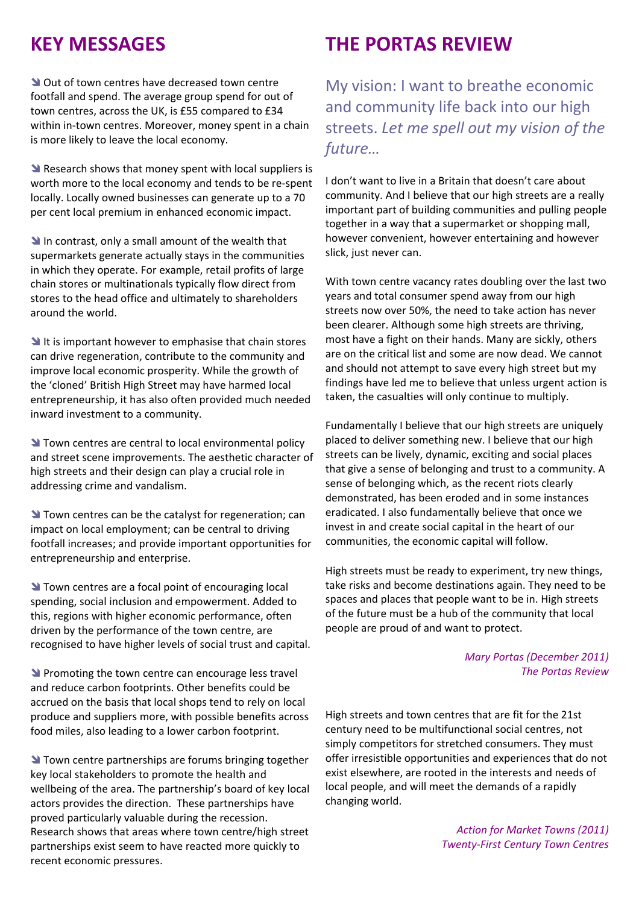## KEY MESSAGES

- Out of town centres have decreased town centre footfall and spend. The average group spend for out of town centres, across the UK, is £55 compared to £34 within in-town centres. Moreover, money spent in a chain is more likely to leave the local economy.

- Research shows that money spent with local suppliers is worth more to the local economy and tends to be re-spent locally. Locally owned businesses can generate up to a 70 per cent local premium in enhanced economic impact.

- In contrast, only a small amount of the wealth that supermarkets generate actually stays in the communities in which they operate. For example, retail profits of large chain stores or multinationals typically flow direct from stores to the head office and ultimately to shareholders around the world.

- It is important however to emphasise that chain stores can drive regeneration, contribute to the community and improve local economic prosperity. While the growth of the 'cloned' British High Street may have harmed local entrepreneurship, it has also often provided much needed inward investment to a community.

- Town centres are central to local environmental policy and street scene improvements. The aesthetic character of high streets and their design can play a crucial role in addressing crime and vandalism.

- Town centres can be the catalyst for regeneration; can impact on local employment; can be central to driving footfall increases; and provide important opportunities for entrepreneurship and enterprise.

- Town centres are a focal point of encouraging local spending, social inclusion and empowerment. Added to this, regions with higher economic performance, often driven by the performance of the town centre, are recognised to have higher levels of social trust and capital.

- Promoting the town centre can encourage less travel and reduce carbon footprints. Other benefits could be accrued on the basis that local shops tend to rely on local produce and suppliers more, with possible benefits across food miles, also leading to a lower carbon footprint.

- Town centre partnerships are forums bringing together key local stakeholders to promote the health and wellbeing of the area. The partnership's board of key local actors provides the direction. These partnerships have proved particularly valuable during the recession. Research shows that areas where town centre/high street partnerships exist seem to have reacted more quickly to recent economic pressures.

## THE PORTAS REVIEW

My vision: I want to breathe economic and community life back into our high streets. *Let me spell out my vision of the future…*

I don't want to live in a Britain that doesn't care about community. And I believe that our high streets are a really important part of building communities and pulling people together in a way that a supermarket or shopping mall, however convenient, however entertaining and however slick, just never can.

With town centre vacancy rates doubling over the last two years and total consumer spend away from our high streets now over 50%, the need to take action has never been clearer. Although some high streets are thriving, most have a fight on their hands. Many are sickly, others are on the critical list and some are now dead. We cannot and should not attempt to save every high street but my findings have led me to believe that unless urgent action is taken, the casualties will only continue to multiply.

Fundamentally I believe that our high streets are uniquely placed to deliver something new. I believe that our high streets can be lively, dynamic, exciting and social places that give a sense of belonging and trust to a community. A sense of belonging which, as the recent riots clearly demonstrated, has been eroded and in some instances eradicated. I also fundamentally believe that once we invest in and create social capital in the heart of our communities, the economic capital will follow.

High streets must be ready to experiment, try new things, take risks and become destinations again. They need to be spaces and places that people want to be in. High streets of the future must be a hub of the community that local people are proud of and want to protect.

*Mary Portas (December 2011)*
*The Portas Review*

High streets and town centres that are fit for the 21st century need to be multifunctional social centres, not simply competitors for stretched consumers. They must offer irresistible opportunities and experiences that do not exist elsewhere, are rooted in the interests and needs of local people, and will meet the demands of a rapidly changing world.

*Action for Market Towns (2011)*
*Twenty-First Century Town Centres*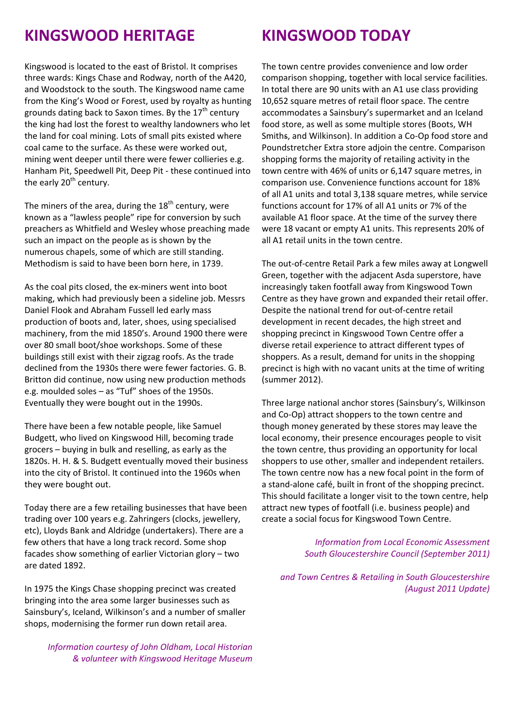# KINGSWOOD HERITAGE

Kingswood is located to the east of Bristol. It comprises three wards: Kings Chase and Rodway, north of the A420, and Woodstock to the south. The Kingswood name came from the King's Wood or Forest, used by royalty as hunting grounds dating back to Saxon times. By the 17th century the king had lost the forest to wealthy landowners who let the land for coal mining. Lots of small pits existed where coal came to the surface. As these were worked out, mining went deeper until there were fewer collieries e.g. Hanham Pit, Speedwell Pit, Deep Pit - these continued into the early 20th century.

The miners of the area, during the 18th century, were known as a "lawless people" ripe for conversion by such preachers as Whitfield and Wesley whose preaching made such an impact on the people as is shown by the numerous chapels, some of which are still standing. Methodism is said to have been born here, in 1739.

As the coal pits closed, the ex-miners went into boot making, which had previously been a sideline job. Messrs Daniel Flook and Abraham Fussell led early mass production of boots and, later, shoes, using specialised machinery, from the mid 1850's. Around 1900 there were over 80 small boot/shoe workshops. Some of these buildings still exist with their zigzag roofs. As the trade declined from the 1930s there were fewer factories. G. B. Britton did continue, now using new production methods e.g. moulded soles – as "Tuf" shoes of the 1950s. Eventually they were bought out in the 1990s.

There have been a few notable people, like Samuel Budgett, who lived on Kingswood Hill, becoming trade grocers – buying in bulk and reselling, as early as the 1820s. H. H. & S. Budgett eventually moved their business into the city of Bristol. It continued into the 1960s when they were bought out.

Today there are a few retailing businesses that have been trading over 100 years e.g. Zahringers (clocks, jewellery, etc), Lloyds Bank and Aldridge (undertakers). There are a few others that have a long track record. Some shop facades show something of earlier Victorian glory – two are dated 1892.

In 1975 the Kings Chase shopping precinct was created bringing into the area some larger businesses such as Sainsbury's, Iceland, Wilkinson's and a number of smaller shops, modernising the former run down retail area.

*Information courtesy of John Oldham, Local Historian & volunteer with Kingswood Heritage Museum*

# KINGSWOOD TODAY

The town centre provides convenience and low order comparison shopping, together with local service facilities. In total there are 90 units with an A1 use class providing 10,652 square metres of retail floor space. The centre accommodates a Sainsbury's supermarket and an Iceland food store, as well as some multiple stores (Boots, WH Smiths, and Wilkinson). In addition a Co-Op food store and Poundstretcher Extra store adjoin the centre. Comparison shopping forms the majority of retailing activity in the town centre with 46% of units or 6,147 square metres, in comparison use. Convenience functions account for 18% of all A1 units and total 3,138 square metres, while service functions account for 17% of all A1 units or 7% of the available A1 floor space. At the time of the survey there were 18 vacant or empty A1 units. This represents 20% of all A1 retail units in the town centre.

The out-of-centre Retail Park a few miles away at Longwell Green, together with the adjacent Asda superstore, have increasingly taken footfall away from Kingswood Town Centre as they have grown and expanded their retail offer. Despite the national trend for out-of-centre retail development in recent decades, the high street and shopping precinct in Kingswood Town Centre offer a diverse retail experience to attract different types of shoppers. As a result, demand for units in the shopping precinct is high with no vacant units at the time of writing (summer 2012).

Three large national anchor stores (Sainsbury's, Wilkinson and Co-Op) attract shoppers to the town centre and though money generated by these stores may leave the local economy, their presence encourages people to visit the town centre, thus providing an opportunity for local shoppers to use other, smaller and independent retailers. The town centre now has a new focal point in the form of a stand-alone café, built in front of the shopping precinct. This should facilitate a longer visit to the town centre, help attract new types of footfall (i.e. business people) and create a social focus for Kingswood Town Centre.

*Information from Local Economic Assessment South Gloucestershire Council (September 2011)*

*and Town Centres & Retailing in South Gloucestershire (August 2011 Update)*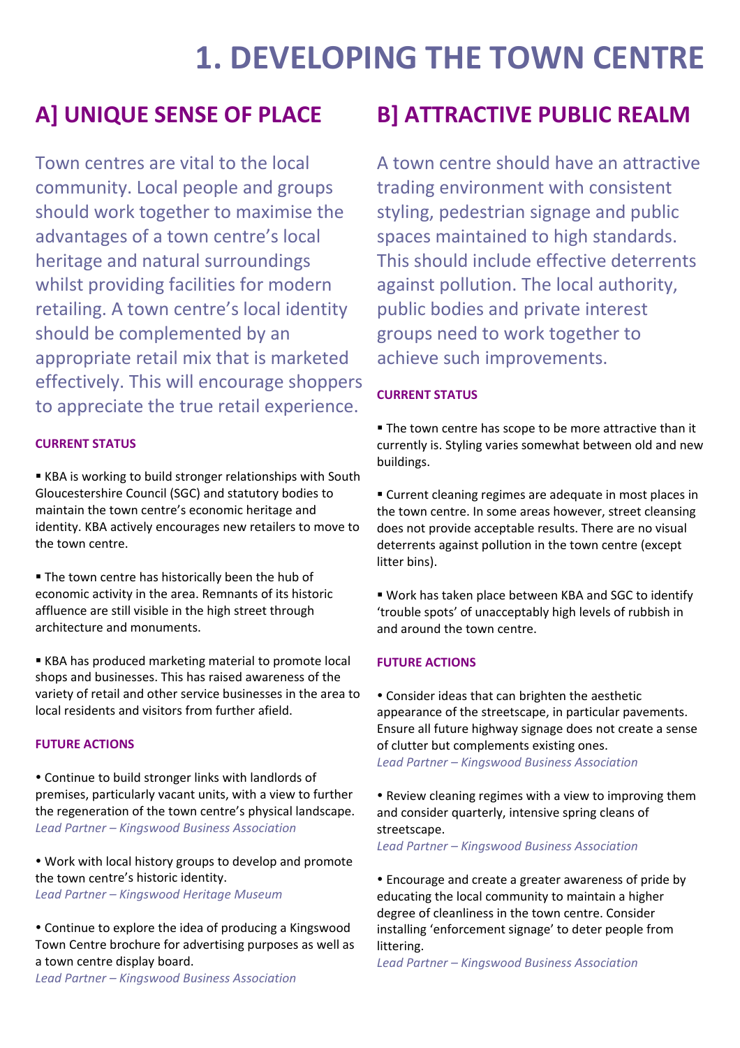# 1. DEVELOPING THE TOWN CENTRE

## A] UNIQUE SENSE OF PLACE

Town centres are vital to the local community. Local people and groups should work together to maximise the advantages of a town centre's local heritage and natural surroundings whilst providing facilities for modern retailing. A town centre's local identity should be complemented by an appropriate retail mix that is marketed effectively. This will encourage shoppers to appreciate the true retail experience.

### CURRENT STATUS

▪ KBA is working to build stronger relationships with South Gloucestershire Council (SGC) and statutory bodies to maintain the town centre's economic heritage and identity. KBA actively encourages new retailers to move to the town centre.

▪ The town centre has historically been the hub of economic activity in the area. Remnants of its historic affluence are still visible in the high street through architecture and monuments.

▪ KBA has produced marketing material to promote local shops and businesses. This has raised awareness of the variety of retail and other service businesses in the area to local residents and visitors from further afield.

### FUTURE ACTIONS

• Continue to build stronger links with landlords of premises, particularly vacant units, with a view to further the regeneration of the town centre's physical landscape.
*Lead Partner – Kingswood Business Association*

• Work with local history groups to develop and promote the town centre's historic identity.
*Lead Partner – Kingswood Heritage Museum*

• Continue to explore the idea of producing a Kingswood Town Centre brochure for advertising purposes as well as a town centre display board.
*Lead Partner – Kingswood Business Association*

## B] ATTRACTIVE PUBLIC REALM

A town centre should have an attractive trading environment with consistent styling, pedestrian signage and public spaces maintained to high standards. This should include effective deterrents against pollution. The local authority, public bodies and private interest groups need to work together to achieve such improvements.

### CURRENT STATUS

▪ The town centre has scope to be more attractive than it currently is. Styling varies somewhat between old and new buildings.

▪ Current cleaning regimes are adequate in most places in the town centre. In some areas however, street cleansing does not provide acceptable results. There are no visual deterrents against pollution in the town centre (except litter bins).

▪ Work has taken place between KBA and SGC to identify 'trouble spots' of unacceptably high levels of rubbish in and around the town centre.

### FUTURE ACTIONS

• Consider ideas that can brighten the aesthetic appearance of the streetscape, in particular pavements. Ensure all future highway signage does not create a sense of clutter but complements existing ones.
*Lead Partner – Kingswood Business Association*

• Review cleaning regimes with a view to improving them and consider quarterly, intensive spring cleans of streetscape.
*Lead Partner – Kingswood Business Association*

• Encourage and create a greater awareness of pride by educating the local community to maintain a higher degree of cleanliness in the town centre. Consider installing 'enforcement signage' to deter people from littering.
*Lead Partner – Kingswood Business Association*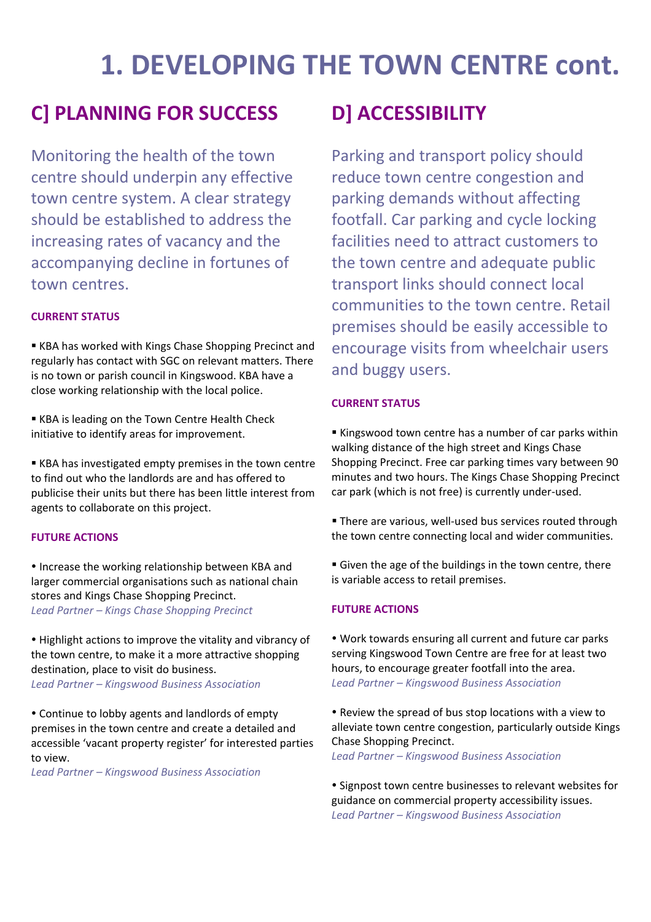# 1. DEVELOPING THE TOWN CENTRE cont.

## C] PLANNING FOR SUCCESS

Monitoring the health of the town centre should underpin any effective town centre system. A clear strategy should be established to address the increasing rates of vacancy and the accompanying decline in fortunes of town centres.

**CURRENT STATUS**

▪ KBA has worked with Kings Chase Shopping Precinct and regularly has contact with SGC on relevant matters. There is no town or parish council in Kingswood. KBA have a close working relationship with the local police.

▪ KBA is leading on the Town Centre Health Check initiative to identify areas for improvement.

▪ KBA has investigated empty premises in the town centre to find out who the landlords are and has offered to publicise their units but there has been little interest from agents to collaborate on this project.

**FUTURE ACTIONS**

• Increase the working relationship between KBA and larger commercial organisations such as national chain stores and Kings Chase Shopping Precinct.
*Lead Partner – Kings Chase Shopping Precinct*

• Highlight actions to improve the vitality and vibrancy of the town centre, to make it a more attractive shopping destination, place to visit do business.
*Lead Partner – Kingswood Business Association*

• Continue to lobby agents and landlords of empty premises in the town centre and create a detailed and accessible 'vacant property register' for interested parties to view.
*Lead Partner – Kingswood Business Association*

## D] ACCESSIBILITY

Parking and transport policy should reduce town centre congestion and parking demands without affecting footfall. Car parking and cycle locking facilities need to attract customers to the town centre and adequate public transport links should connect local communities to the town centre. Retail premises should be easily accessible to encourage visits from wheelchair users and buggy users.

**CURRENT STATUS**

▪ Kingswood town centre has a number of car parks within walking distance of the high street and Kings Chase Shopping Precinct. Free car parking times vary between 90 minutes and two hours. The Kings Chase Shopping Precinct car park (which is not free) is currently under-used.

▪ There are various, well-used bus services routed through the town centre connecting local and wider communities.

▪ Given the age of the buildings in the town centre, there is variable access to retail premises.

**FUTURE ACTIONS**

• Work towards ensuring all current and future car parks serving Kingswood Town Centre are free for at least two hours, to encourage greater footfall into the area.
*Lead Partner – Kingswood Business Association*

• Review the spread of bus stop locations with a view to alleviate town centre congestion, particularly outside Kings Chase Shopping Precinct.
*Lead Partner – Kingswood Business Association*

• Signpost town centre businesses to relevant websites for guidance on commercial property accessibility issues.
*Lead Partner – Kingswood Business Association*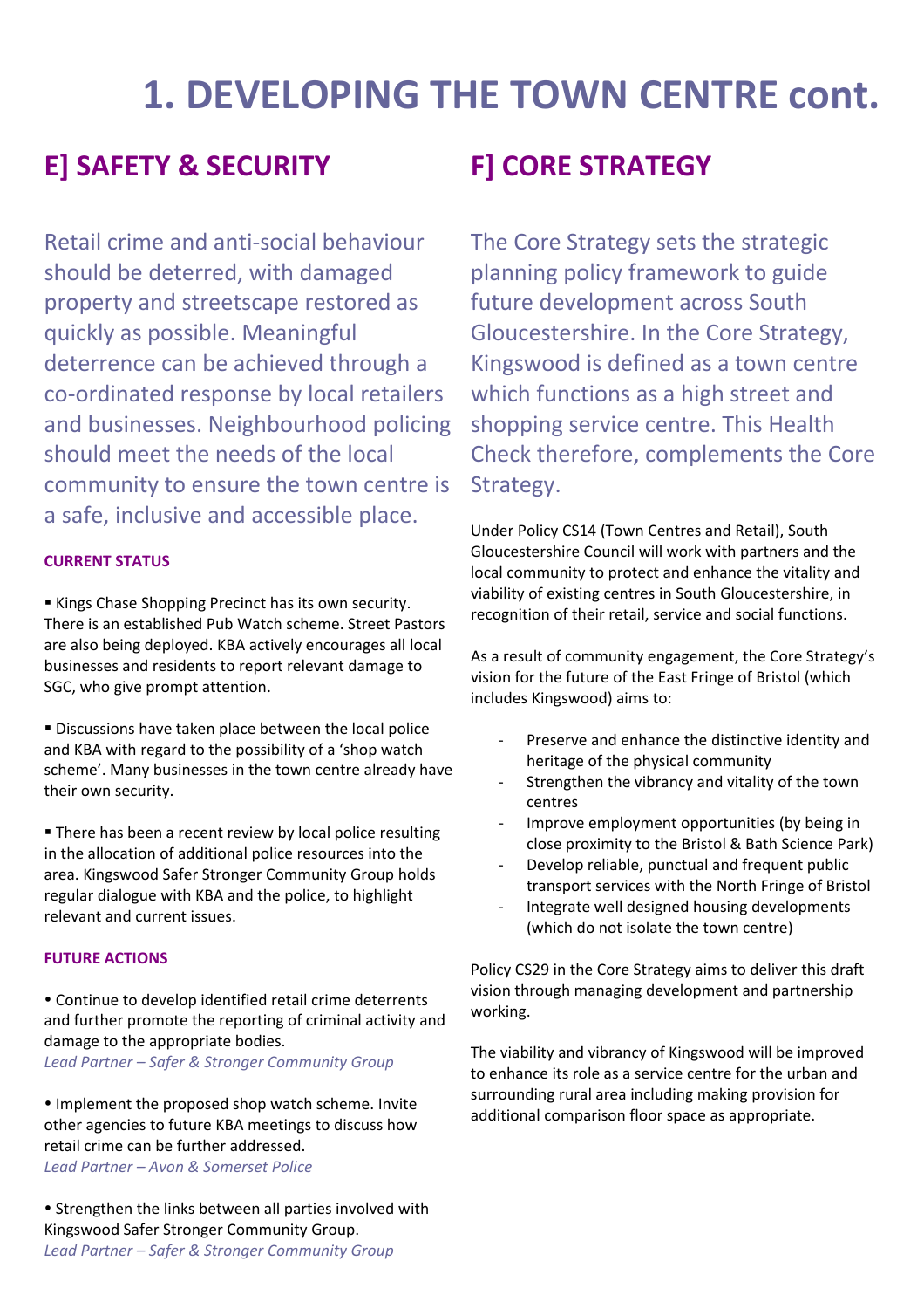# 1. DEVELOPING THE TOWN CENTRE cont.

## E] SAFETY & SECURITY

Retail crime and anti-social behaviour should be deterred, with damaged property and streetscape restored as quickly as possible. Meaningful deterrence can be achieved through a co-ordinated response by local retailers and businesses. Neighbourhood policing should meet the needs of the local community to ensure the town centre is a safe, inclusive and accessible place.

#### CURRENT STATUS

▪ Kings Chase Shopping Precinct has its own security. There is an established Pub Watch scheme. Street Pastors are also being deployed. KBA actively encourages all local businesses and residents to report relevant damage to SGC, who give prompt attention.

▪ Discussions have taken place between the local police and KBA with regard to the possibility of a 'shop watch scheme'. Many businesses in the town centre already have their own security.

▪ There has been a recent review by local police resulting in the allocation of additional police resources into the area. Kingswood Safer Stronger Community Group holds regular dialogue with KBA and the police, to highlight relevant and current issues.

#### FUTURE ACTIONS

• Continue to develop identified retail crime deterrents and further promote the reporting of criminal activity and damage to the appropriate bodies.
*Lead Partner – Safer & Stronger Community Group*

• Implement the proposed shop watch scheme. Invite other agencies to future KBA meetings to discuss how retail crime can be further addressed.
*Lead Partner – Avon & Somerset Police*

• Strengthen the links between all parties involved with Kingswood Safer Stronger Community Group.
*Lead Partner – Safer & Stronger Community Group*

## F] CORE STRATEGY

The Core Strategy sets the strategic planning policy framework to guide future development across South Gloucestershire. In the Core Strategy, Kingswood is defined as a town centre which functions as a high street and shopping service centre. This Health Check therefore, complements the Core Strategy.

Under Policy CS14 (Town Centres and Retail), South Gloucestershire Council will work with partners and the local community to protect and enhance the vitality and viability of existing centres in South Gloucestershire, in recognition of their retail, service and social functions.

As a result of community engagement, the Core Strategy's vision for the future of the East Fringe of Bristol (which includes Kingswood) aims to:

- Preserve and enhance the distinctive identity and heritage of the physical community
- Strengthen the vibrancy and vitality of the town centres
- Improve employment opportunities (by being in close proximity to the Bristol & Bath Science Park)
- Develop reliable, punctual and frequent public transport services with the North Fringe of Bristol
- Integrate well designed housing developments (which do not isolate the town centre)

Policy CS29 in the Core Strategy aims to deliver this draft vision through managing development and partnership working.

The viability and vibrancy of Kingswood will be improved to enhance its role as a service centre for the urban and surrounding rural area including making provision for additional comparison floor space as appropriate.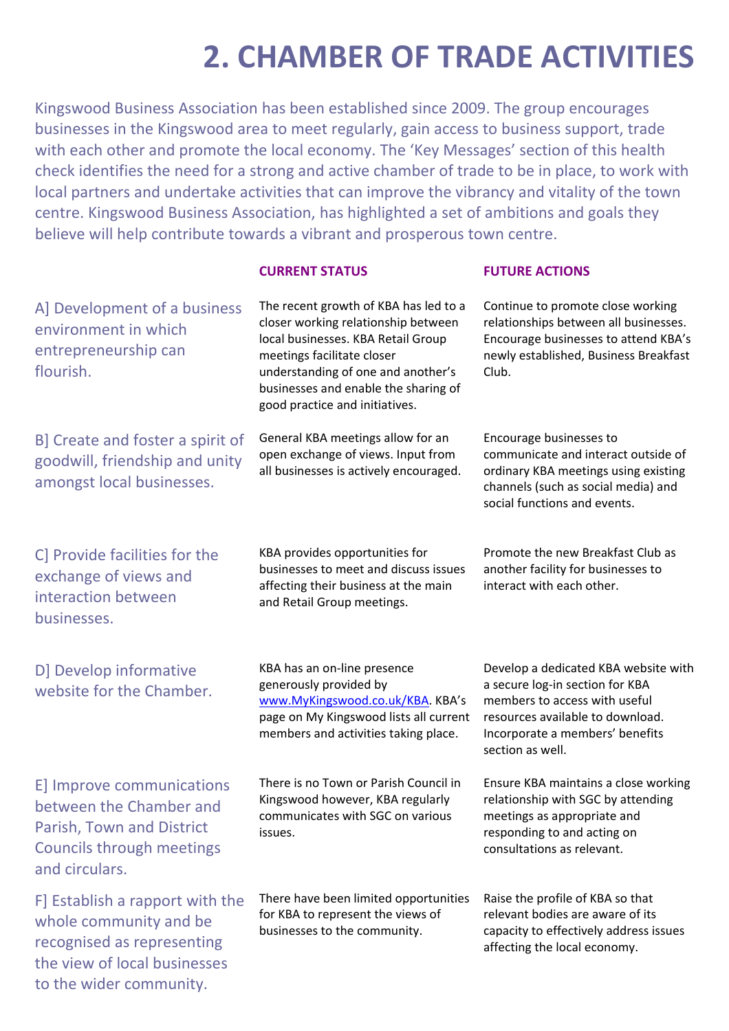# 2. CHAMBER OF TRADE ACTIVITIES

Kingswood Business Association has been established since 2009. The group encourages businesses in the Kingswood area to meet regularly, gain access to business support, trade with each other and promote the local economy. The 'Key Messages' section of this health check identifies the need for a strong and active chamber of trade to be in place, to work with local partners and undertake activities that can improve the vibrancy and vitality of the town centre. Kingswood Business Association, has highlighted a set of ambitions and goals they believe will help contribute towards a vibrant and prosperous town centre.

| | CURRENT STATUS | FUTURE ACTIONS |
|---|---|---|
| A] Development of a business environment in which entrepreneurship can flourish. | The recent growth of KBA has led to a closer working relationship between local businesses. KBA Retail Group meetings facilitate closer understanding of one and another's businesses and enable the sharing of good practice and initiatives. | Continue to promote close working relationships between all businesses. Encourage businesses to attend KBA's newly established, Business Breakfast Club. |
| B] Create and foster a spirit of goodwill, friendship and unity amongst local businesses. | General KBA meetings allow for an open exchange of views. Input from all businesses is actively encouraged. | Encourage businesses to communicate and interact outside of ordinary KBA meetings using existing channels (such as social media) and social functions and events. |
| C] Provide facilities for the exchange of views and interaction between businesses. | KBA provides opportunities for businesses to meet and discuss issues affecting their business at the main and Retail Group meetings. | Promote the new Breakfast Club as another facility for businesses to interact with each other. |
| D] Develop informative website for the Chamber. | KBA has an on-line presence generously provided by www.MyKingswood.co.uk/KBA. KBA's page on My Kingswood lists all current members and activities taking place. | Develop a dedicated KBA website with a secure log-in section for KBA members to access with useful resources available to download. Incorporate a members' benefits section as well. |
| E] Improve communications between the Chamber and Parish, Town and District Councils through meetings and circulars. | There is no Town or Parish Council in Kingswood however, KBA regularly communicates with SGC on various issues. | Ensure KBA maintains a close working relationship with SGC by attending meetings as appropriate and responding to and acting on consultations as relevant. |
| F] Establish a rapport with the whole community and be recognised as representing the view of local businesses to the wider community. | There have been limited opportunities for KBA to represent the views of businesses to the community. | Raise the profile of KBA so that relevant bodies are aware of its capacity to effectively address issues affecting the local economy. |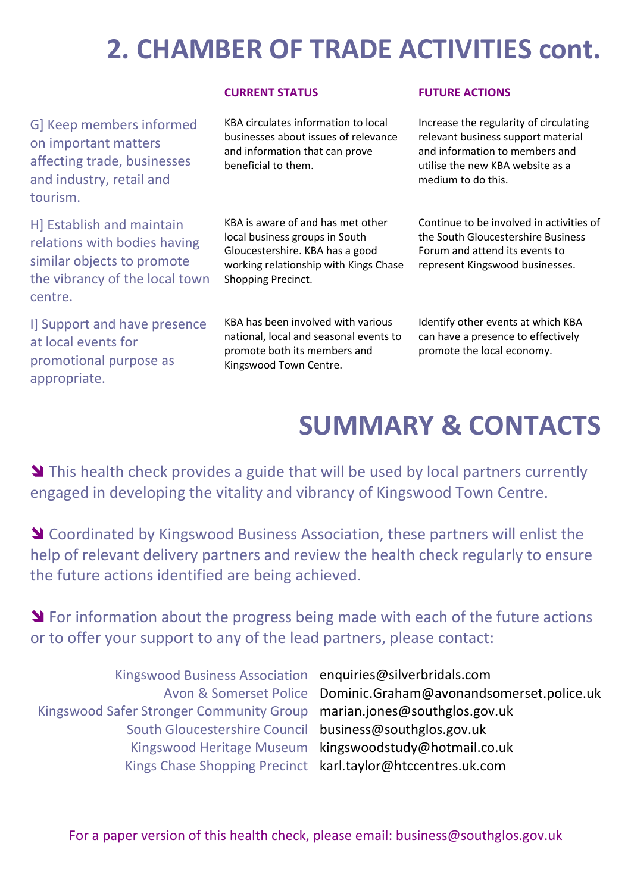# 2. CHAMBER OF TRADE ACTIVITIES cont.

| | CURRENT STATUS | FUTURE ACTIONS |
|---|---|---|
| G] Keep members informed on important matters affecting trade, businesses and industry, retail and tourism. | KBA circulates information to local businesses about issues of relevance and information that can prove beneficial to them. | Increase the regularity of circulating relevant business support material and information to members and utilise the new KBA website as a medium to do this. |
| H] Establish and maintain relations with bodies having similar objects to promote the vibrancy of the local town centre. | KBA is aware of and has met other local business groups in South Gloucestershire. KBA has a good working relationship with Kings Chase Shopping Precinct. | Continue to be involved in activities of the South Gloucestershire Business Forum and attend its events to represent Kingswood businesses. |
| I] Support and have presence at local events for promotional purpose as appropriate. | KBA has been involved with various national, local and seasonal events to promote both its members and Kingswood Town Centre. | Identify other events at which KBA can have a presence to effectively promote the local economy. |

# SUMMARY & CONTACTS

- This health check provides a guide that will be used by local partners currently engaged in developing the vitality and vibrancy of Kingswood Town Centre.

- Coordinated by Kingswood Business Association, these partners will enlist the help of relevant delivery partners and review the health check regularly to ensure the future actions identified are being achieved.

- For information about the progress being made with each of the future actions or to offer your support to any of the lead partners, please contact:

| | |
|---|---|
| Kingswood Business Association | enquiries@silverbridals.com |
| Avon & Somerset Police | Dominic.Graham@avonandsomerset.police.uk |
| Kingswood Safer Stronger Community Group | marian.jones@southglos.gov.uk |
| South Gloucestershire Council | business@southglos.gov.uk |
| Kingswood Heritage Museum | kingswoodstudy@hotmail.co.uk |
| Kings Chase Shopping Precinct | karl.taylor@htccentres.uk.com |

For a paper version of this health check, please email: business@southglos.gov.uk